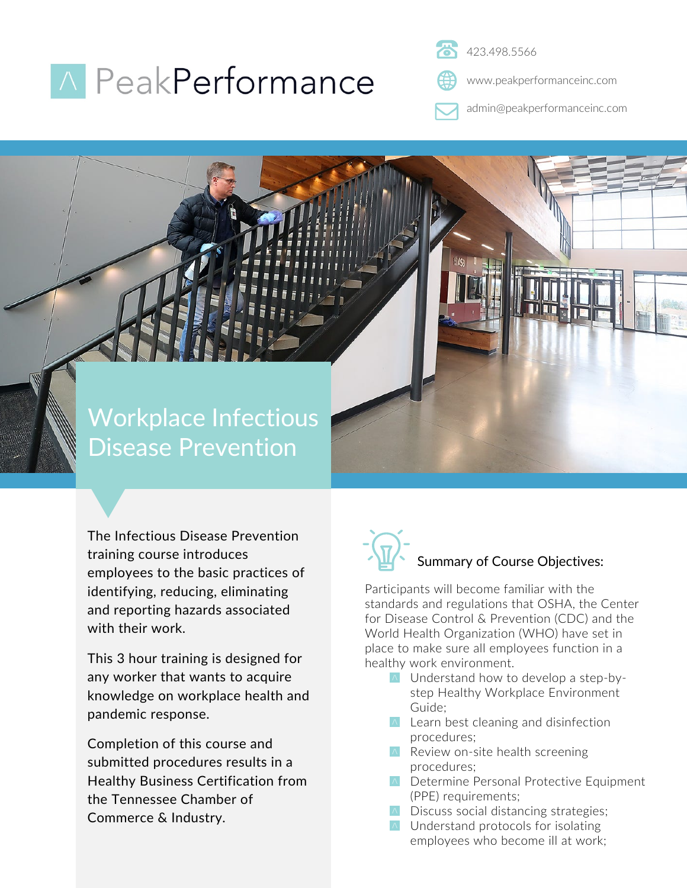# PeakPerformance

423.498.5566

www.peakperformanceinc.com

admin@peakperformanceinc.com

## Workplace Infectious Disease Prevention

The Infectious Disease Prevention training course introduces employees to the basic practices of identifying, reducing, eliminating and reporting hazards associated with their work.

This 3 hour training is designed for any worker that wants to acquire knowledge on workplace health and pandemic response.

Completion of this course and submitted procedures results in a Healthy Business Certification from the Tennessee Chamber of Commerce & Industry.

### Summary of Course Objectives:

Participants will become familiar with the standards and regulations that OSHA, the Center for Disease Control & Prevention (CDC) and the World Health Organization (WHO) have set in place to make sure all employees function in a healthy work environment.

- Understand how to develop a step-by-step Healthy Workplace Environment Guide;
- Learn best cleaning and disinfection procedures;
- Review on-site health screening procedures;
- Determine Personal Protective Equipment (PPE) requirements;
- Discuss social distancing strategies;
- Understand protocols for isolating employees who become ill at work;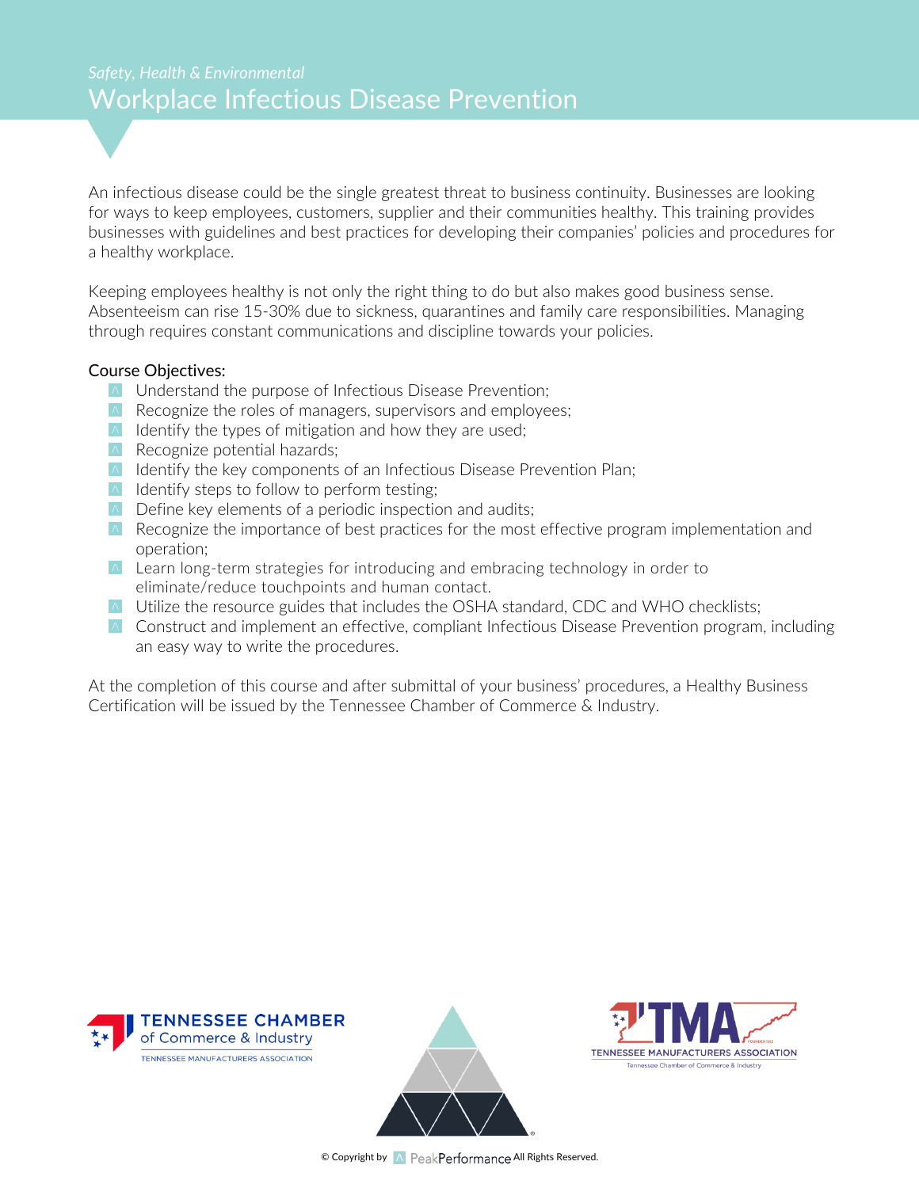*Safety, Health & Environmental*

# Workplace Infectious Disease Prevention

An infectious disease could be the single greatest threat to business continuity. Businesses are looking for ways to keep employees, customers, supplier and their communities healthy. This training provides businesses with guidelines and best practices for developing their companies' policies and procedures for a healthy workplace.

Keeping employees healthy is not only the right thing to do but also makes good business sense. Absenteeism can rise 15-30% due to sickness, quarantines and family care responsibilities. Managing through requires constant communications and discipline towards your policies.

## Course Objectives:

- Understand the purpose of Infectious Disease Prevention;
- Recognize the roles of managers, supervisors and employees;
- Identify the types of mitigation and how they are used;
- Recognize potential hazards;
- Identify the key components of an Infectious Disease Prevention Plan;
- Identify steps to follow to perform testing;
- Define key elements of a periodic inspection and audits;
- Recognize the importance of best practices for the most effective program implementation and operation;
- Learn long-term strategies for introducing and embracing technology in order to eliminate/reduce touchpoints and human contact.
- Utilize the resource guides that includes the OSHA standard, CDC and WHO checklists;
- Construct and implement an effective, compliant Infectious Disease Prevention program, including an easy way to write the procedures.

At the completion of this course and after submittal of your business' procedures, a Healthy Business Certification will be issued by the Tennessee Chamber of Commerce & Industry.

TENNESSEE CHAMBER of Commerce & Industry
TENNESSEE MANUFACTURERS ASSOCIATION

TMA
TENNESSEE MANUFACTURERS ASSOCIATION
Tennessee Chamber of Commerce & Industry

© Copyright by PeakPerformance All Rights Reserved.